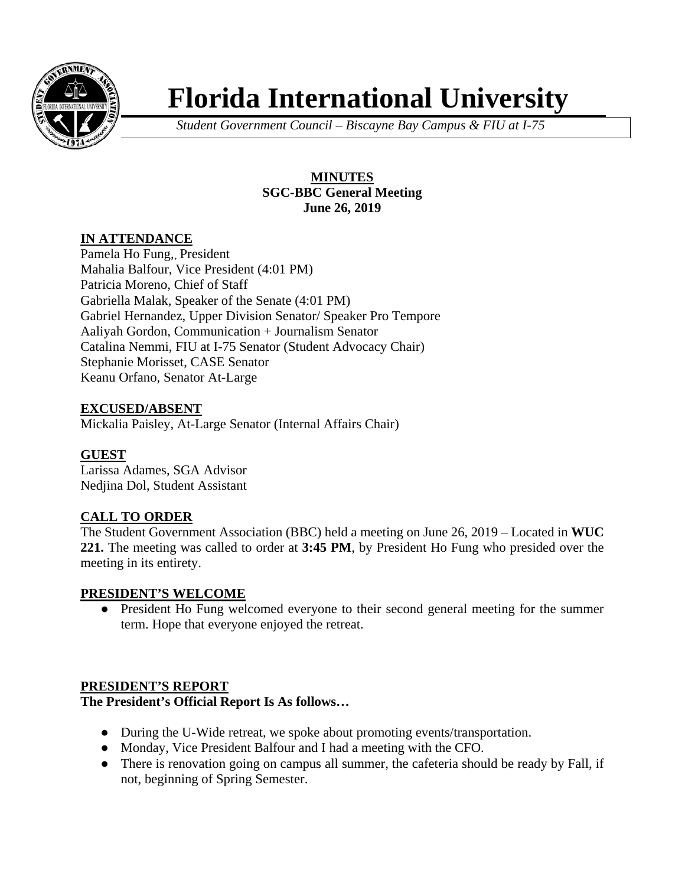# Florida International University

*Student Government Council – Biscayne Bay Campus & FIU at I-75*

**MINUTES**
**SGC-BBC General Meeting**
**June 26, 2019**

## IN ATTENDANCE

Pamela Ho Fung,, President
Mahalia Balfour, Vice President (4:01 PM)
Patricia Moreno, Chief of Staff
Gabriella Malak, Speaker of the Senate (4:01 PM)
Gabriel Hernandez, Upper Division Senator/ Speaker Pro Tempore
Aaliyah Gordon, Communication + Journalism Senator
Catalina Nemmi, FIU at I-75 Senator (Student Advocacy Chair)
Stephanie Morisset, CASE Senator
Keanu Orfano, Senator At-Large

## EXCUSED/ABSENT

Mickalia Paisley, At-Large Senator (Internal Affairs Chair)

## GUEST

Larissa Adames, SGA Advisor
Nedjina Dol, Student Assistant

## CALL TO ORDER

The Student Government Association (BBC) held a meeting on June 26, 2019 – Located in **WUC 221.** The meeting was called to order at **3:45 PM**, by President Ho Fung who presided over the meeting in its entirety.

## PRESIDENT'S WELCOME

- President Ho Fung welcomed everyone to their second general meeting for the summer term. Hope that everyone enjoyed the retreat.

## PRESIDENT'S REPORT

**The President's Official Report Is As follows…**

- During the U-Wide retreat, we spoke about promoting events/transportation.
- Monday, Vice President Balfour and I had a meeting with the CFO.
- There is renovation going on campus all summer, the cafeteria should be ready by Fall, if not, beginning of Spring Semester.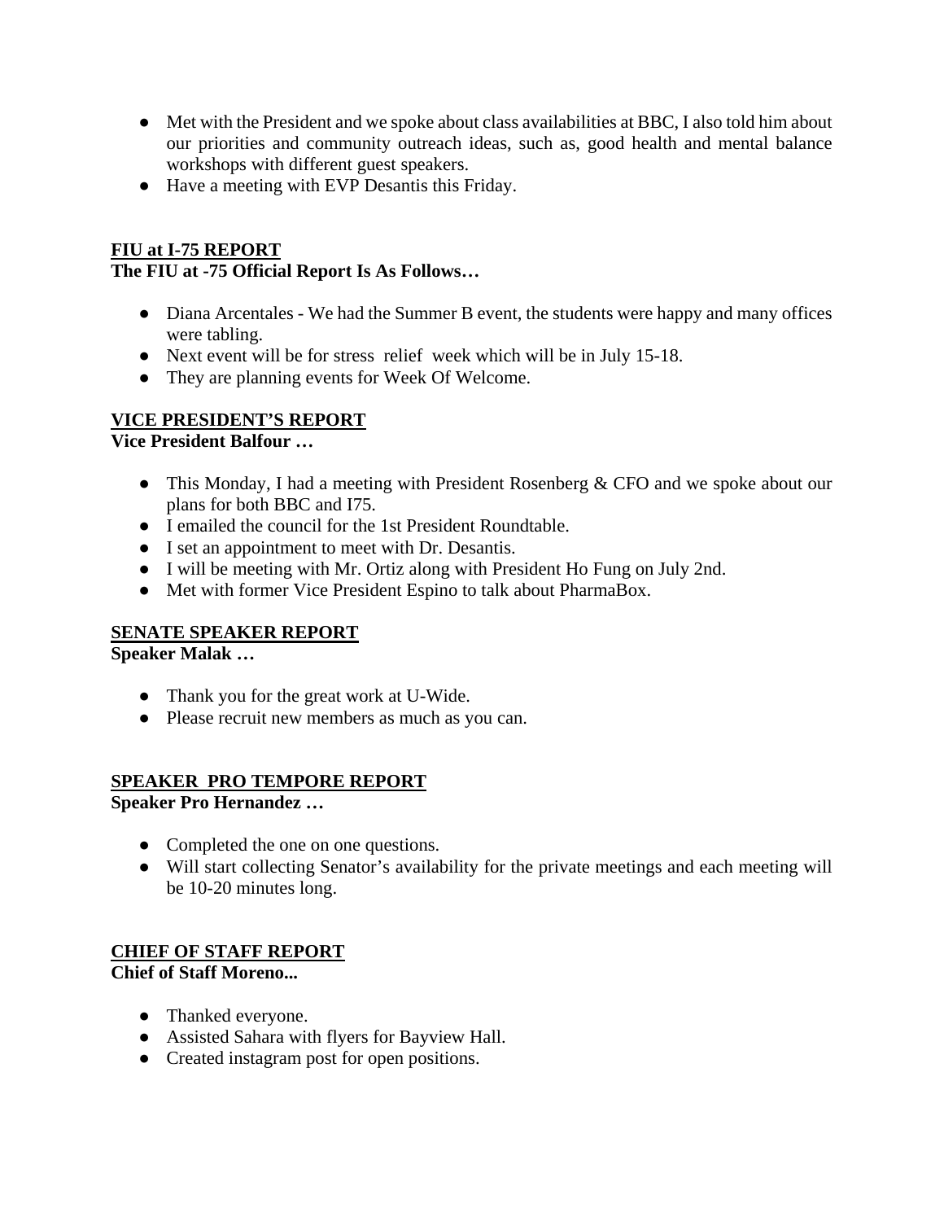- Met with the President and we spoke about class availabilities at BBC, I also told him about our priorities and community outreach ideas, such as, good health and mental balance workshops with different guest speakers.
- Have a meeting with EVP Desantis this Friday.

## FIU at I-75 REPORT

**The FIU at -75 Official Report Is As Follows…**

- Diana Arcentales - We had the Summer B event, the students were happy and many offices were tabling.
- Next event will be for stress relief week which will be in July 15-18.
- They are planning events for Week Of Welcome.

## VICE PRESIDENT'S REPORT

**Vice President Balfour …**

- This Monday, I had a meeting with President Rosenberg & CFO and we spoke about our plans for both BBC and I75.
- I emailed the council for the 1st President Roundtable.
- I set an appointment to meet with Dr. Desantis.
- I will be meeting with Mr. Ortiz along with President Ho Fung on July 2nd.
- Met with former Vice President Espino to talk about PharmaBox.

## SENATE SPEAKER REPORT

**Speaker Malak …**

- Thank you for the great work at U-Wide.
- Please recruit new members as much as you can.

## SPEAKER PRO TEMPORE REPORT

**Speaker Pro Hernandez …**

- Completed the one on one questions.
- Will start collecting Senator's availability for the private meetings and each meeting will be 10-20 minutes long.

## CHIEF OF STAFF REPORT

**Chief of Staff Moreno...**

- Thanked everyone.
- Assisted Sahara with flyers for Bayview Hall.
- Created instagram post for open positions.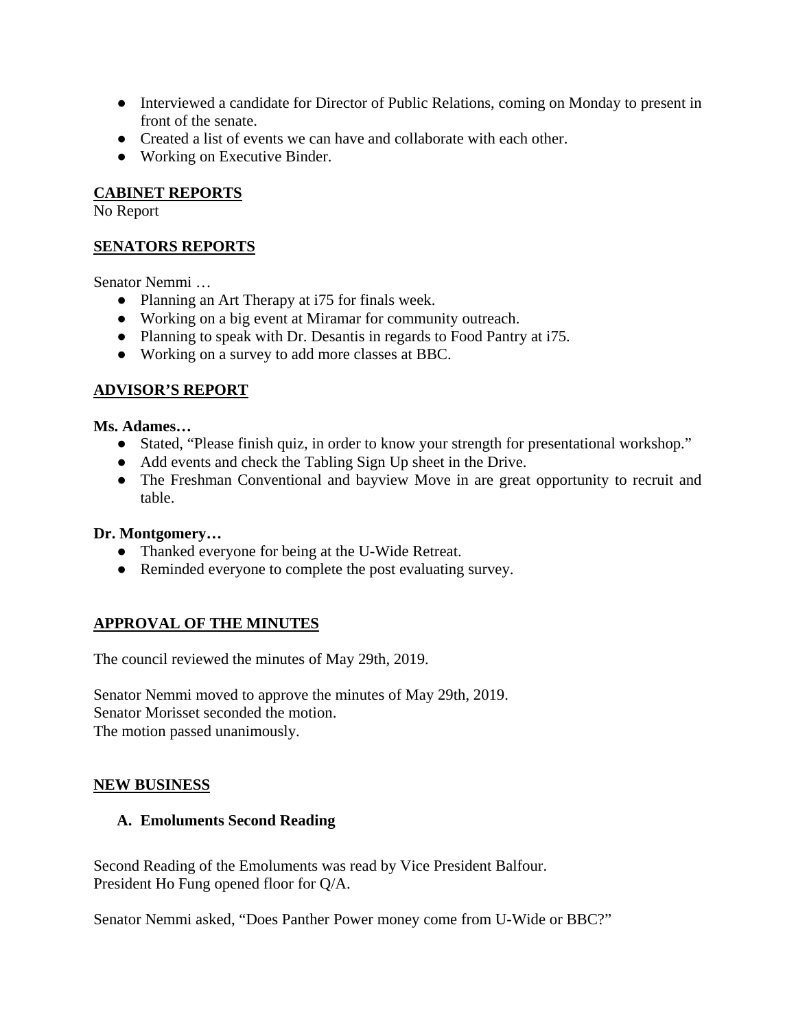- Interviewed a candidate for Director of Public Relations, coming on Monday to present in front of the senate.
- Created a list of events we can have and collaborate with each other.
- Working on Executive Binder.

## CABINET REPORTS

No Report

## SENATORS REPORTS

Senator Nemmi …

- Planning an Art Therapy at i75 for finals week.
- Working on a big event at Miramar for community outreach.
- Planning to speak with Dr. Desantis in regards to Food Pantry at i75.
- Working on a survey to add more classes at BBC.

## ADVISOR'S REPORT

**Ms. Adames…**

- Stated, "Please finish quiz, in order to know your strength for presentational workshop."
- Add events and check the Tabling Sign Up sheet in the Drive.
- The Freshman Conventional and bayview Move in are great opportunity to recruit and table.

**Dr. Montgomery…**

- Thanked everyone for being at the U-Wide Retreat.
- Reminded everyone to complete the post evaluating survey.

## APPROVAL OF THE MINUTES

The council reviewed the minutes of May 29th, 2019.

Senator Nemmi moved to approve the minutes of May 29th, 2019.
Senator Morisset seconded the motion.
The motion passed unanimously.

## NEW BUSINESS

### A. Emoluments Second Reading

Second Reading of the Emoluments was read by Vice President Balfour.
President Ho Fung opened floor for Q/A.

Senator Nemmi asked, "Does Panther Power money come from U-Wide or BBC?"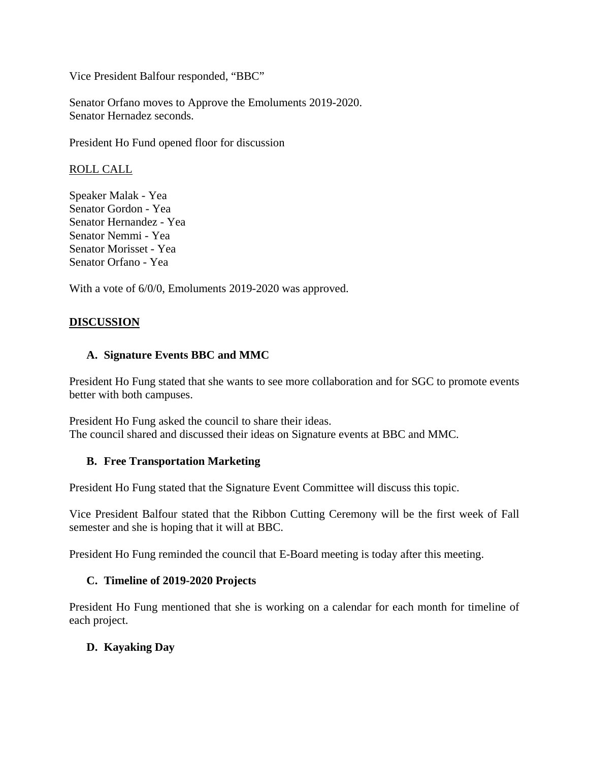Vice President Balfour responded, “BBC”

Senator Orfano moves to Approve the Emoluments 2019-2020.
Senator Hernadez seconds.

President Ho Fund opened floor for discussion

ROLL CALL

Speaker Malak - Yea
Senator Gordon - Yea
Senator Hernandez - Yea
Senator Nemmi - Yea
Senator Morisset - Yea
Senator Orfano - Yea

With a vote of 6/0/0, Emoluments 2019-2020 was approved.

## DISCUSSION

### A. Signature Events BBC and MMC

President Ho Fung stated that she wants to see more collaboration and for SGC to promote events better with both campuses.

President Ho Fung asked the council to share their ideas.
The council shared and discussed their ideas on Signature events at BBC and MMC.

### B. Free Transportation Marketing

President Ho Fung stated that the Signature Event Committee will discuss this topic.

Vice President Balfour stated that the Ribbon Cutting Ceremony will be the first week of Fall semester and she is hoping that it will at BBC.

President Ho Fung reminded the council that E-Board meeting is today after this meeting.

### C. Timeline of 2019-2020 Projects

President Ho Fung mentioned that she is working on a calendar for each month for timeline of each project.

### D. Kayaking Day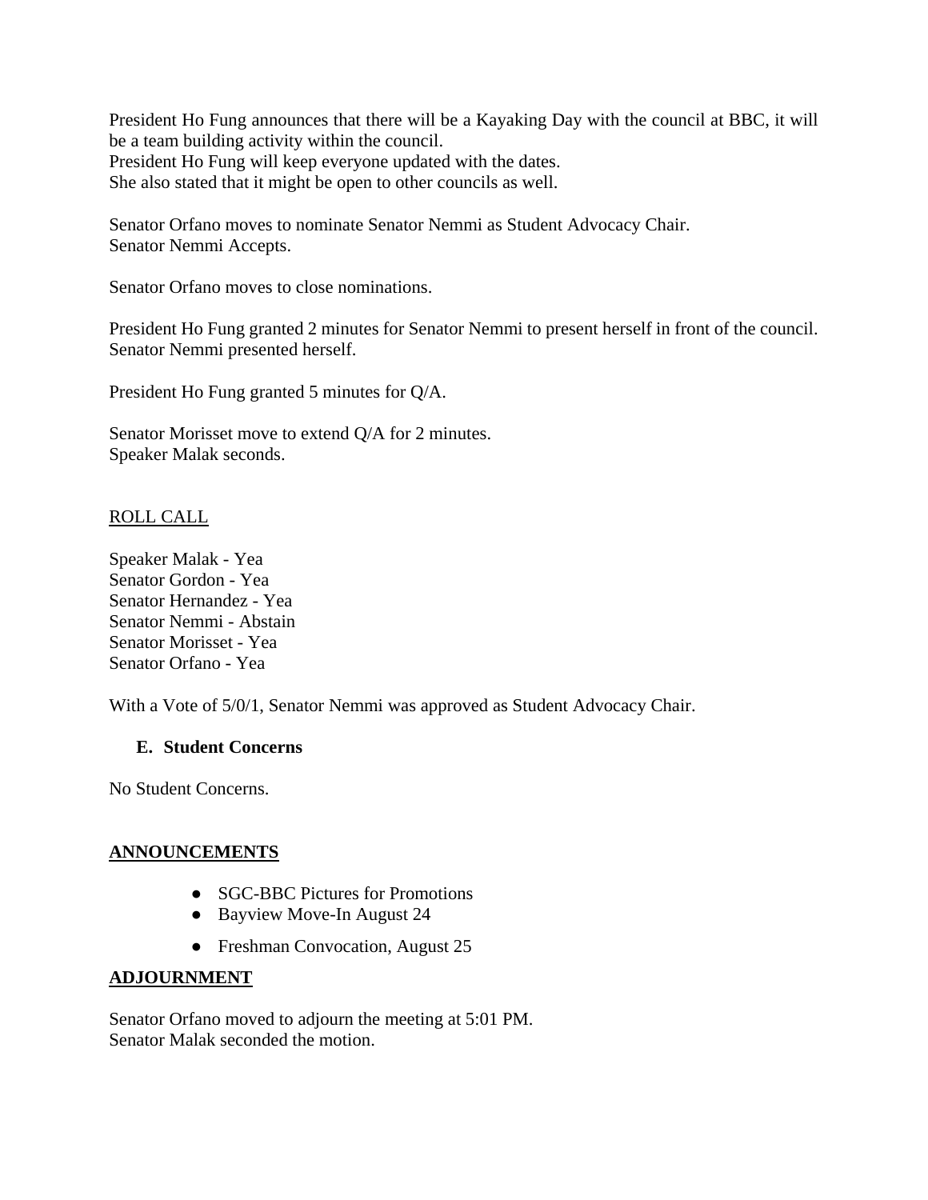President Ho Fung announces that there will be a Kayaking Day with the council at BBC, it will be a team building activity within the council.
President Ho Fung will keep everyone updated with the dates.
She also stated that it might be open to other councils as well.

Senator Orfano moves to nominate Senator Nemmi as Student Advocacy Chair.
Senator Nemmi Accepts.

Senator Orfano moves to close nominations.

President Ho Fung granted 2 minutes for Senator Nemmi to present herself in front of the council.
Senator Nemmi presented herself.

President Ho Fung granted 5 minutes for Q/A.

Senator Morisset move to extend Q/A for 2 minutes.
Speaker Malak seconds.

ROLL CALL

Speaker Malak - Yea
Senator Gordon - Yea
Senator Hernandez - Yea
Senator Nemmi - Abstain
Senator Morisset - Yea
Senator Orfano - Yea

With a Vote of 5/0/1, Senator Nemmi was approved as Student Advocacy Chair.

### E. Student Concerns

No Student Concerns.

## ANNOUNCEMENTS

- SGC-BBC Pictures for Promotions
- Bayview Move-In August 24
- Freshman Convocation, August 25

## ADJOURNMENT

Senator Orfano moved to adjourn the meeting at 5:01 PM.
Senator Malak seconded the motion.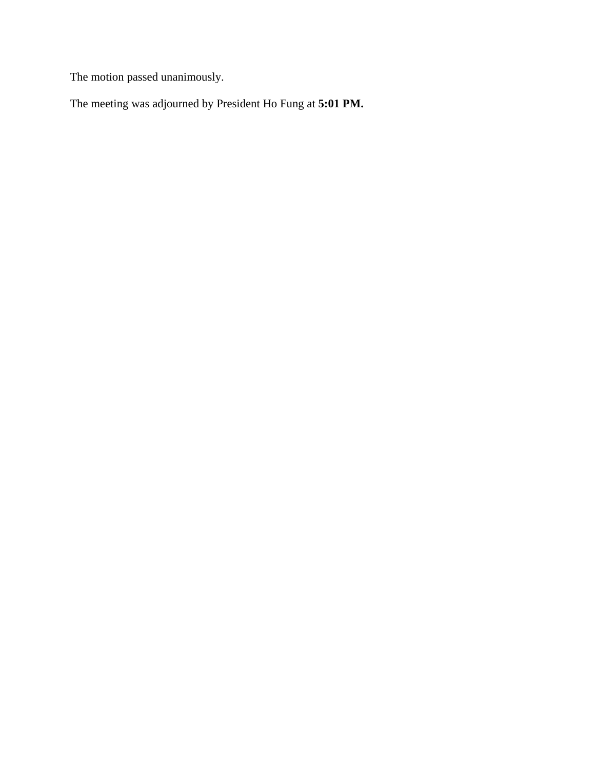The motion passed unanimously.

The meeting was adjourned by President Ho Fung at **5:01 PM.**